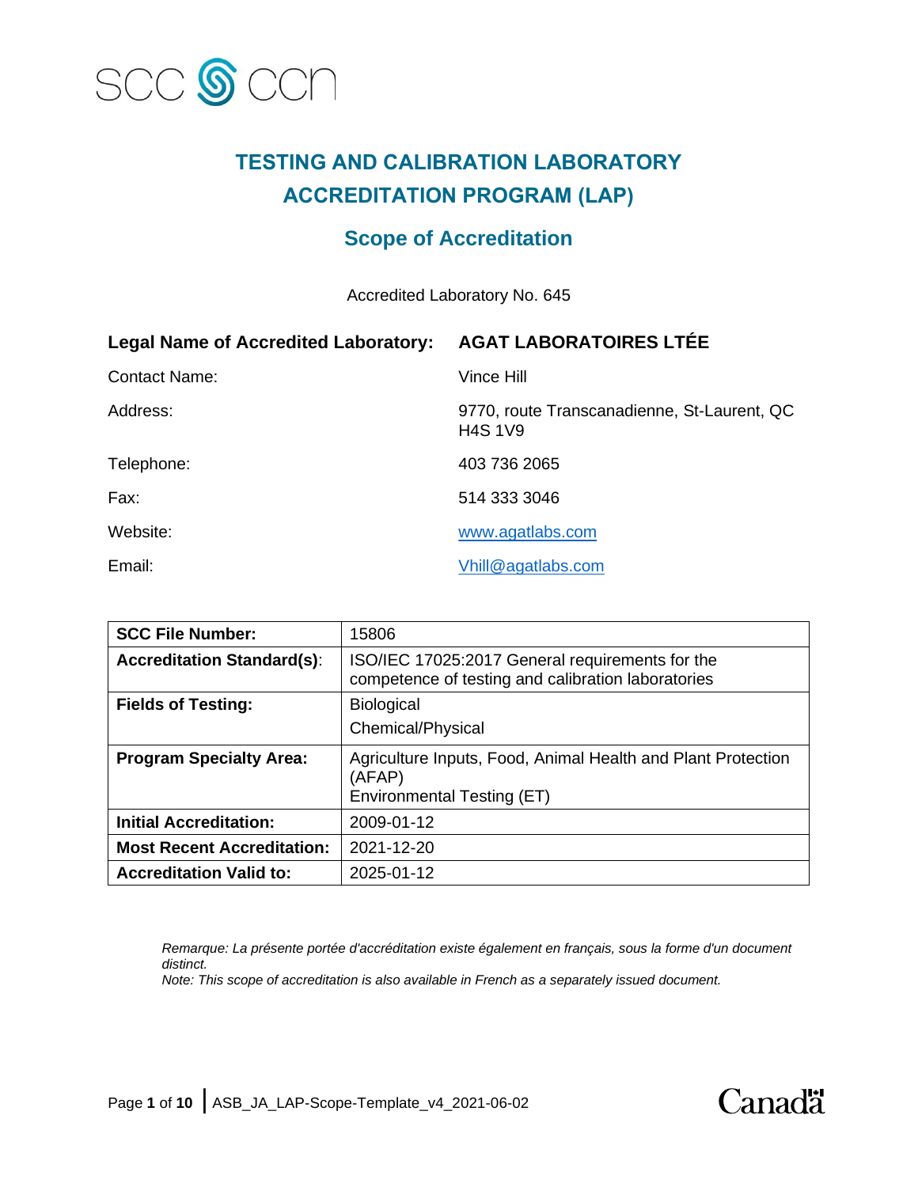SCC CCN

# TESTING AND CALIBRATION LABORATORY ACCREDITATION PROGRAM (LAP)

## Scope of Accreditation

Accredited Laboratory No. 645

| | |
|---|---|
| **Legal Name of Accredited Laboratory:** | **AGAT LABORATOIRES LTÉE** |
| Contact Name: | Vince Hill |
| Address: | 9770, route Transcanadienne, St-Laurent, QC H4S 1V9 |
| Telephone: | 403 736 2065 |
| Fax: | 514 333 3046 |
| Website: | www.agatlabs.com |
| Email: | Vhill@agatlabs.com |

| | |
|---|---|
| **SCC File Number:** | 15806 |
| **Accreditation Standard(s):** | ISO/IEC 17025:2017 General requirements for the competence of testing and calibration laboratories |
| **Fields of Testing:** | Biological<br>Chemical/Physical |
| **Program Specialty Area:** | Agriculture Inputs, Food, Animal Health and Plant Protection (AFAP)<br>Environmental Testing (ET) |
| **Initial Accreditation:** | 2009-01-12 |
| **Most Recent Accreditation:** | 2021-12-20 |
| **Accreditation Valid to:** | 2025-01-12 |

*Remarque: La présente portée d'accréditation existe également en français, sous la forme d'un document distinct.*
*Note: This scope of accreditation is also available in French as a separately issued document.*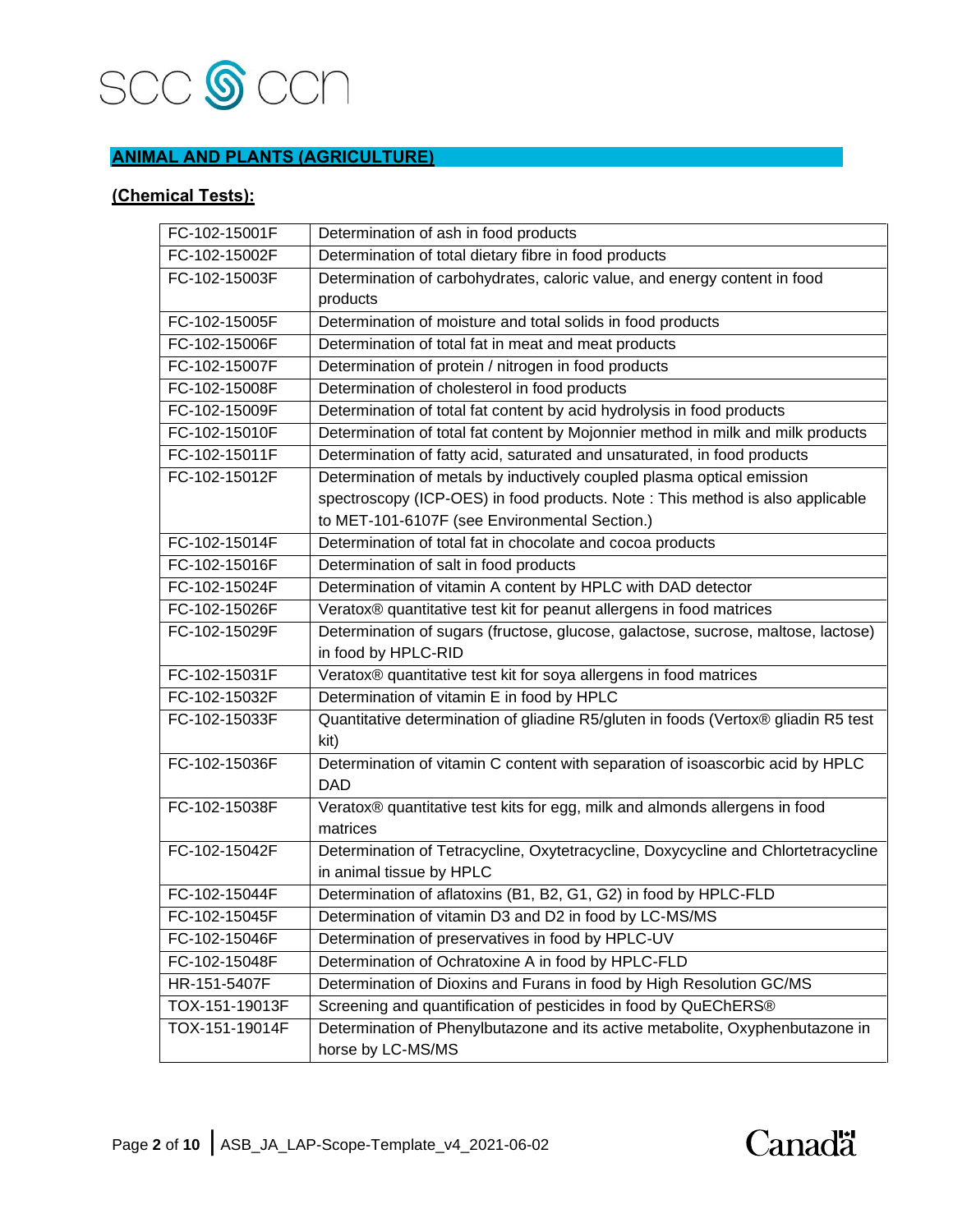## ANIMAL AND PLANTS (AGRICULTURE)

### (Chemical Tests):

| | |
|---|---|
| FC-102-15001F | Determination of ash in food products |
| FC-102-15002F | Determination of total dietary fibre in food products |
| FC-102-15003F | Determination of carbohydrates, caloric value, and energy content in food products |
| FC-102-15005F | Determination of moisture and total solids in food products |
| FC-102-15006F | Determination of total fat in meat and meat products |
| FC-102-15007F | Determination of protein / nitrogen in food products |
| FC-102-15008F | Determination of cholesterol in food products |
| FC-102-15009F | Determination of total fat content by acid hydrolysis in food products |
| FC-102-15010F | Determination of total fat content by Mojonnier method in milk and milk products |
| FC-102-15011F | Determination of fatty acid, saturated and unsaturated, in food products |
| FC-102-15012F | Determination of metals by inductively coupled plasma optical emission spectroscopy (ICP-OES) in food products. Note : This method is also applicable to MET-101-6107F (see Environmental Section.) |
| FC-102-15014F | Determination of total fat in chocolate and cocoa products |
| FC-102-15016F | Determination of salt in food products |
| FC-102-15024F | Determination of vitamin A content by HPLC with DAD detector |
| FC-102-15026F | Veratox® quantitative test kit for peanut allergens in food matrices |
| FC-102-15029F | Determination of sugars (fructose, glucose, galactose, sucrose, maltose, lactose) in food by HPLC-RID |
| FC-102-15031F | Veratox® quantitative test kit for soya allergens in food matrices |
| FC-102-15032F | Determination of vitamin E in food by HPLC |
| FC-102-15033F | Quantitative determination of gliadine R5/gluten in foods (Vertox® gliadin R5 test kit) |
| FC-102-15036F | Determination of vitamin C content with separation of isoascorbic acid by HPLC DAD |
| FC-102-15038F | Veratox® quantitative test kits for egg, milk and almonds allergens in food matrices |
| FC-102-15042F | Determination of Tetracycline, Oxytetracycline, Doxycycline and Chlortetracycline in animal tissue by HPLC |
| FC-102-15044F | Determination of aflatoxins (B1, B2, G1, G2) in food by HPLC-FLD |
| FC-102-15045F | Determination of vitamin D3 and D2 in food by LC-MS/MS |
| FC-102-15046F | Determination of preservatives in food by HPLC-UV |
| FC-102-15048F | Determination of Ochratoxine A in food by HPLC-FLD |
| HR-151-5407F | Determination of Dioxins and Furans in food by High Resolution GC/MS |
| TOX-151-19013F | Screening and quantification of pesticides in food by QuEChERS® |
| TOX-151-19014F | Determination of Phenylbutazone and its active metabolite, Oxyphenbutazone in horse by LC-MS/MS |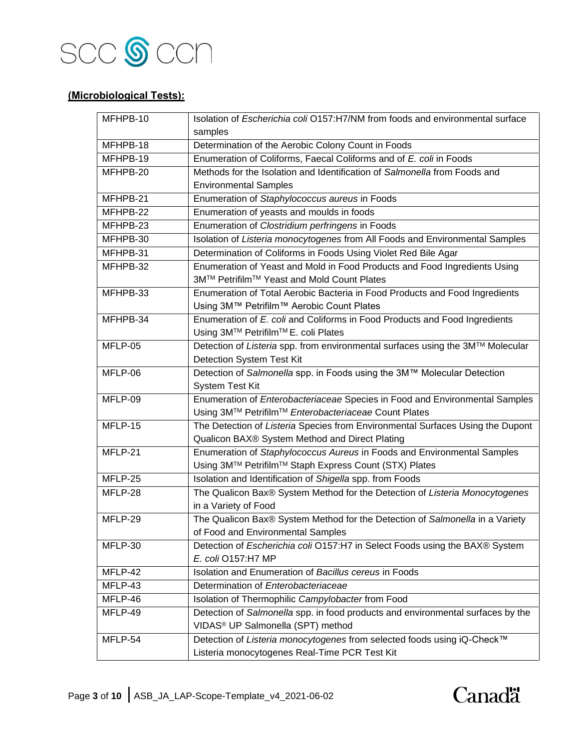**(Microbiological Tests):**

| | |
|---|---|
| MFHPB-10 | Isolation of *Escherichia coli* O157:H7/NM from foods and environmental surface samples |
| MFHPB-18 | Determination of the Aerobic Colony Count in Foods |
| MFHPB-19 | Enumeration of Coliforms, Faecal Coliforms and of *E. coli* in Foods |
| MFHPB-20 | Methods for the Isolation and Identification of *Salmonella* from Foods and Environmental Samples |
| MFHPB-21 | Enumeration of *Staphylococcus aureus* in Foods |
| MFHPB-22 | Enumeration of yeasts and moulds in foods |
| MFHPB-23 | Enumeration of *Clostridium perfringens* in Foods |
| MFHPB-30 | Isolation of *Listeria monocytogenes* from All Foods and Environmental Samples |
| MFHPB-31 | Determination of Coliforms in Foods Using Violet Red Bile Agar |
| MFHPB-32 | Enumeration of Yeast and Mold in Food Products and Food Ingredients Using 3M™ Petrifilm™ Yeast and Mold Count Plates |
| MFHPB-33 | Enumeration of Total Aerobic Bacteria in Food Products and Food Ingredients Using 3M™ Petrifilm™ Aerobic Count Plates |
| MFHPB-34 | Enumeration of *E. coli* and Coliforms in Food Products and Food Ingredients Using 3M™ Petrifilm™ E. coli Plates |
| MFLP-05 | Detection of *Listeria* spp. from environmental surfaces using the 3M™ Molecular Detection System Test Kit |
| MFLP-06 | Detection of *Salmonella* spp. in Foods using the 3M™ Molecular Detection System Test Kit |
| MFLP-09 | Enumeration of *Enterobacteriaceae* Species in Food and Environmental Samples Using 3M™ Petrifilm™ *Enterobacteriaceae* Count Plates |
| MFLP-15 | The Detection of *Listeria* Species from Environmental Surfaces Using the Dupont Qualicon BAX® System Method and Direct Plating |
| MFLP-21 | Enumeration of *Staphylococcus Aureus* in Foods and Environmental Samples Using 3M™ Petrifilm™ Staph Express Count (STX) Plates |
| MFLP-25 | Isolation and Identification of *Shigella* spp. from Foods |
| MFLP-28 | The Qualicon Bax® System Method for the Detection of *Listeria Monocytogenes* in a Variety of Food |
| MFLP-29 | The Qualicon Bax® System Method for the Detection of *Salmonella* in a Variety of Food and Environmental Samples |
| MFLP-30 | Detection of *Escherichia coli* O157:H7 in Select Foods using the BAX® System *E. coli* O157:H7 MP |
| MFLP-42 | Isolation and Enumeration of *Bacillus cereus* in Foods |
| MFLP-43 | Determination of *Enterobacteriaceae* |
| MFLP-46 | Isolation of Thermophilic *Campylobacter* from Food |
| MFLP-49 | Detection of *Salmonella* spp. in food products and environmental surfaces by the VIDAS® UP Salmonella (SPT) method |
| MFLP-54 | Detection of *Listeria monocytogenes* from selected foods using iQ-Check™ Listeria monocytogenes Real-Time PCR Test Kit |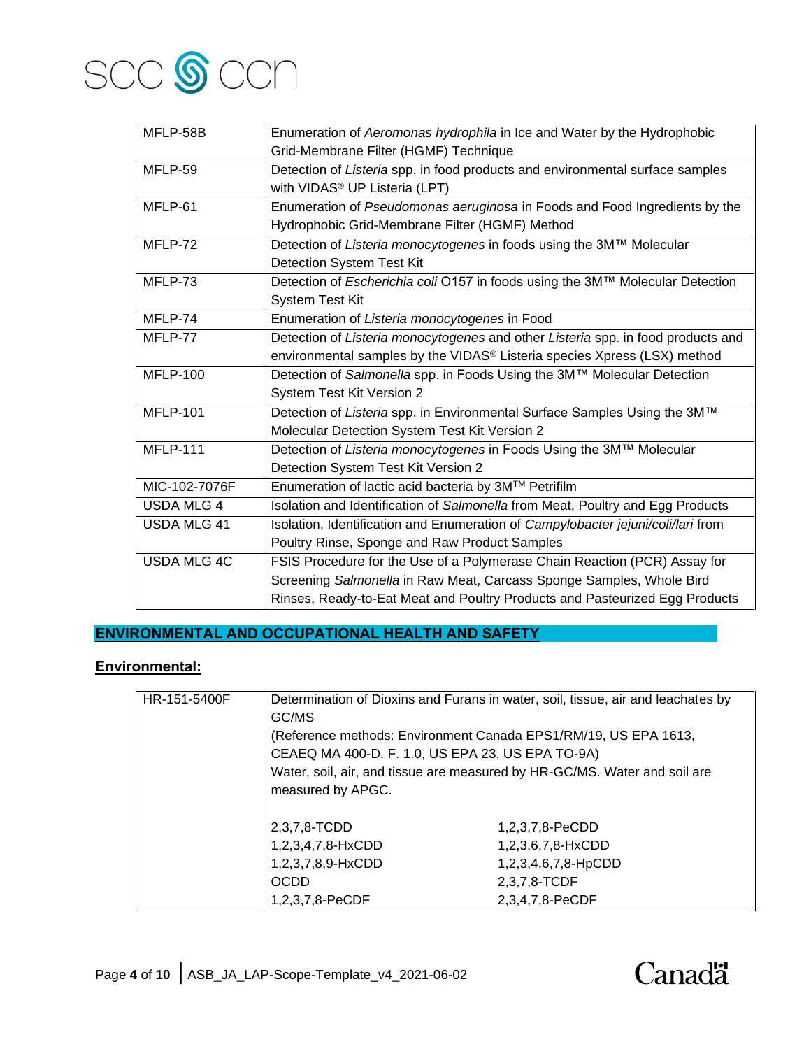| | |
|---|---|
| MFLP-58B | Enumeration of *Aeromonas hydrophila* in Ice and Water by the Hydrophobic Grid-Membrane Filter (HGMF) Technique |
| MFLP-59 | Detection of *Listeria* spp. in food products and environmental surface samples with VIDAS® UP Listeria (LPT) |
| MFLP-61 | Enumeration of *Pseudomonas aeruginosa* in Foods and Food Ingredients by the Hydrophobic Grid-Membrane Filter (HGMF) Method |
| MFLP-72 | Detection of *Listeria monocytogenes* in foods using the 3M™ Molecular Detection System Test Kit |
| MFLP-73 | Detection of *Escherichia coli* O157 in foods using the 3M™ Molecular Detection System Test Kit |
| MFLP-74 | Enumeration of *Listeria monocytogenes* in Food |
| MFLP-77 | Detection of *Listeria monocytogenes* and other *Listeria* spp. in food products and environmental samples by the VIDAS® Listeria species Xpress (LSX) method |
| MFLP-100 | Detection of *Salmonella* spp. in Foods Using the 3M™ Molecular Detection System Test Kit Version 2 |
| MFLP-101 | Detection of *Listeria* spp. in Environmental Surface Samples Using the 3M™ Molecular Detection System Test Kit Version 2 |
| MFLP-111 | Detection of *Listeria monocytogenes* in Foods Using the 3M™ Molecular Detection System Test Kit Version 2 |
| MIC-102-7076F | Enumeration of lactic acid bacteria by 3M™ Petrifilm |
| USDA MLG 4 | Isolation and Identification of *Salmonella* from Meat, Poultry and Egg Products |
| USDA MLG 41 | Isolation, Identification and Enumeration of *Campylobacter jejuni/coli/lari* from Poultry Rinse, Sponge and Raw Product Samples |
| USDA MLG 4C | FSIS Procedure for the Use of a Polymerase Chain Reaction (PCR) Assay for Screening *Salmonella* in Raw Meat, Carcass Sponge Samples, Whole Bird Rinses, Ready-to-Eat Meat and Poultry Products and Pasteurized Egg Products |

## ENVIRONMENTAL AND OCCUPATIONAL HEALTH AND SAFETY

### Environmental:

| | | |
|---|---|---|
| HR-151-5400F | Determination of Dioxins and Furans in water, soil, tissue, air and leachates by GC/MS<br>(Reference methods: Environment Canada EPS1/RM/19, US EPA 1613, CEAEQ MA 400-D. F. 1.0, US EPA 23, US EPA TO-9A)<br>Water, soil, air, and tissue are measured by HR-GC/MS. Water and soil are measured by APGC. | |
| | 2,3,7,8-TCDD | 1,2,3,7,8-PeCDD |
| | 1,2,3,4,7,8-HxCDD | 1,2,3,6,7,8-HxCDD |
| | 1,2,3,7,8,9-HxCDD | 1,2,3,4,6,7,8-HpCDD |
| | OCDD | 2,3,7,8-TCDF |
| | 1,2,3,7,8-PeCDF | 2,3,4,7,8-PeCDF |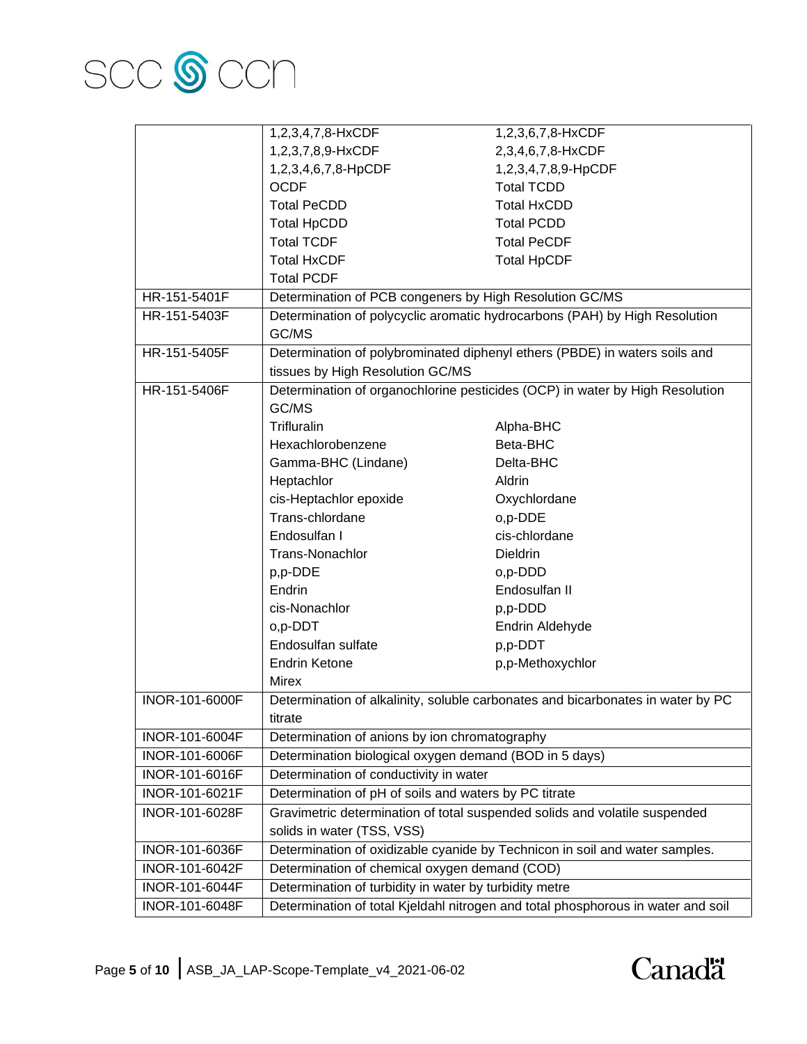| | | |
|---|---|---|
| | 1,2,3,4,7,8-HxCDF | 1,2,3,6,7,8-HxCDF |
| | 1,2,3,7,8,9-HxCDF | 2,3,4,6,7,8-HxCDF |
| | 1,2,3,4,6,7,8-HpCDF | 1,2,3,4,7,8,9-HpCDF |
| | OCDF | Total TCDD |
| | Total PeCDD | Total HxCDD |
| | Total HpCDD | Total PCDD |
| | Total TCDF | Total PeCDF |
| | Total HxCDF | Total HpCDF |
| | Total PCDF | |
| HR-151-5401F | Determination of PCB congeners by High Resolution GC/MS | |
| HR-151-5403F | Determination of polycyclic aromatic hydrocarbons (PAH) by High Resolution GC/MS | |
| HR-151-5405F | Determination of polybrominated diphenyl ethers (PBDE) in waters soils and tissues by High Resolution GC/MS | |
| HR-151-5406F | Determination of organochlorine pesticides (OCP) in water by High Resolution GC/MS | |
| | Trifluralin | Alpha-BHC |
| | Hexachlorobenzene | Beta-BHC |
| | Gamma-BHC (Lindane) | Delta-BHC |
| | Heptachlor | Aldrin |
| | cis-Heptachlor epoxide | Oxychlordane |
| | Trans-chlordane | o,p-DDE |
| | Endosulfan I | cis-chlordane |
| | Trans-Nonachlor | Dieldrin |
| | p,p-DDE | o,p-DDD |
| | Endrin | Endosulfan II |
| | cis-Nonachlor | p,p-DDD |
| | o,p-DDT | Endrin Aldehyde |
| | Endosulfan sulfate | p,p-DDT |
| | Endrin Ketone | p,p-Methoxychlor |
| | Mirex | |
| INOR-101-6000F | Determination of alkalinity, soluble carbonates and bicarbonates in water by PC titrate | |
| INOR-101-6004F | Determination of anions by ion chromatography | |
| INOR-101-6006F | Determination biological oxygen demand (BOD in 5 days) | |
| INOR-101-6016F | Determination of conductivity in water | |
| INOR-101-6021F | Determination of pH of soils and waters by PC titrate | |
| INOR-101-6028F | Gravimetric determination of total suspended solids and volatile suspended solids in water (TSS, VSS) | |
| INOR-101-6036F | Determination of oxidizable cyanide by Technicon in soil and water samples. | |
| INOR-101-6042F | Determination of chemical oxygen demand (COD) | |
| INOR-101-6044F | Determination of turbidity in water by turbidity metre | |
| INOR-101-6048F | Determination of total Kjeldahl nitrogen and total phosphorous in water and soil | |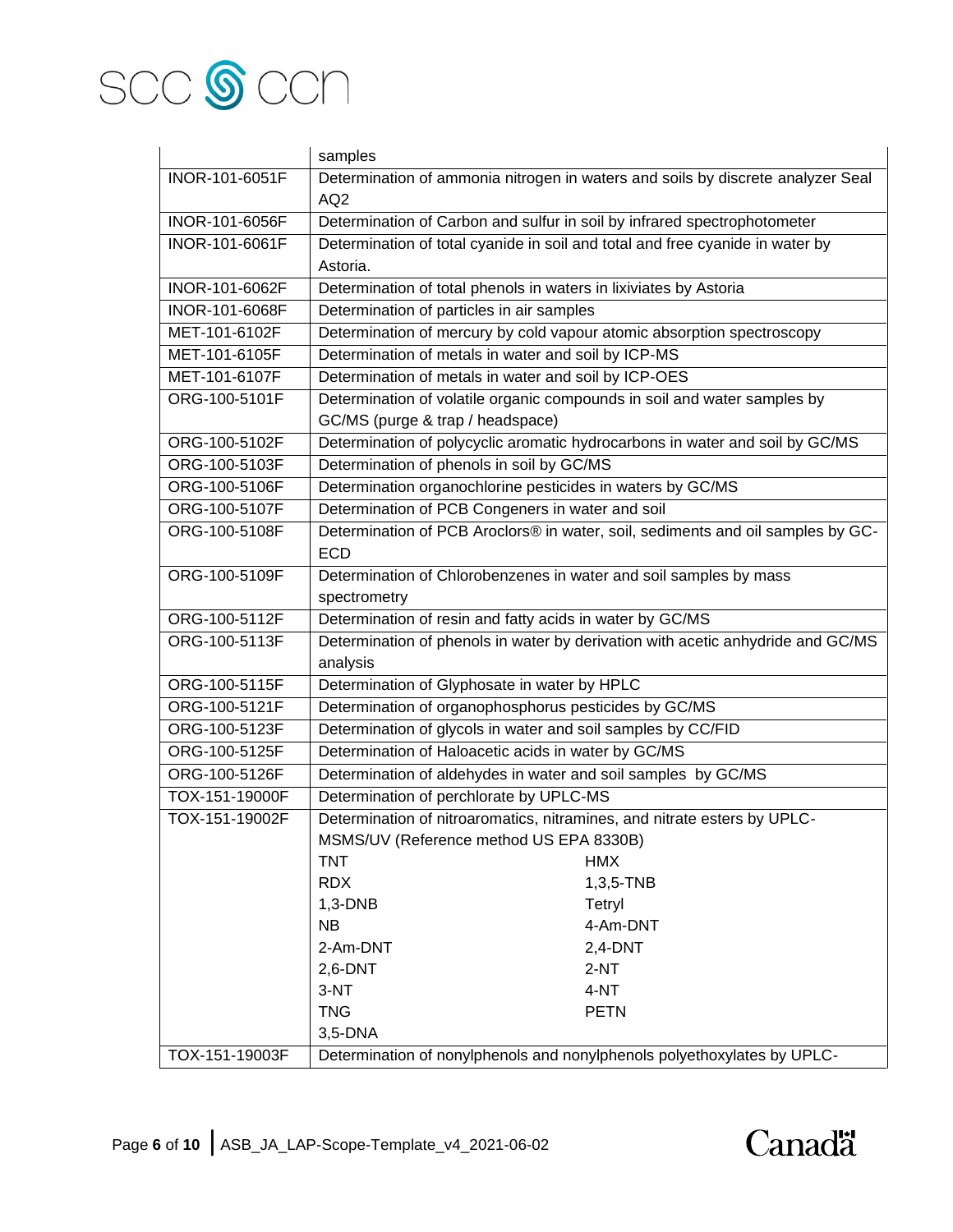| | |
|---|---|
| | samples |
| INOR-101-6051F | Determination of ammonia nitrogen in waters and soils by discrete analyzer Seal AQ2 |
| INOR-101-6056F | Determination of Carbon and sulfur in soil by infrared spectrophotometer |
| INOR-101-6061F | Determination of total cyanide in soil and total and free cyanide in water by Astoria. |
| INOR-101-6062F | Determination of total phenols in waters in lixiviates by Astoria |
| INOR-101-6068F | Determination of particles in air samples |
| MET-101-6102F | Determination of mercury by cold vapour atomic absorption spectroscopy |
| MET-101-6105F | Determination of metals in water and soil by ICP-MS |
| MET-101-6107F | Determination of metals in water and soil by ICP-OES |
| ORG-100-5101F | Determination of volatile organic compounds in soil and water samples by GC/MS (purge & trap / headspace) |
| ORG-100-5102F | Determination of polycyclic aromatic hydrocarbons in water and soil by GC/MS |
| ORG-100-5103F | Determination of phenols in soil by GC/MS |
| ORG-100-5106F | Determination organochlorine pesticides in waters by GC/MS |
| ORG-100-5107F | Determination of PCB Congeners in water and soil |
| ORG-100-5108F | Determination of PCB Aroclors® in water, soil, sediments and oil samples by GC-ECD |
| ORG-100-5109F | Determination of Chlorobenzenes in water and soil samples by mass spectrometry |
| ORG-100-5112F | Determination of resin and fatty acids in water by GC/MS |
| ORG-100-5113F | Determination of phenols in water by derivation with acetic anhydride and GC/MS analysis |
| ORG-100-5115F | Determination of Glyphosate in water by HPLC |
| ORG-100-5121F | Determination of organophosphorus pesticides by GC/MS |
| ORG-100-5123F | Determination of glycols in water and soil samples by CC/FID |
| ORG-100-5125F | Determination of Haloacetic acids in water by GC/MS |
| ORG-100-5126F | Determination of aldehydes in water and soil samples by GC/MS |
| TOX-151-19000F | Determination of perchlorate by UPLC-MS |
| TOX-151-19002F | Determination of nitroaromatics, nitramines, and nitrate esters by UPLC-MSMS/UV (Reference method US EPA 8330B)<br>TNT — HMX<br>RDX — 1,3,5-TNB<br>1,3-DNB — Tetryl<br>NB — 4-Am-DNT<br>2-Am-DNT — 2,4-DNT<br>2,6-DNT — 2-NT<br>3-NT — 4-NT<br>TNG — PETN<br>3,5-DNA |
| TOX-151-19003F | Determination of nonylphenols and nonylphenols polyethoxylates by UPLC- |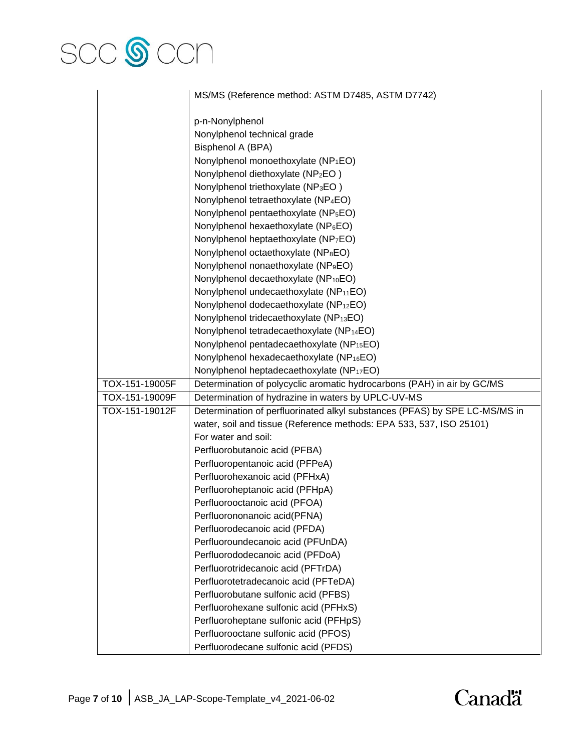| | |
|---|---|
| | MS/MS (Reference method: ASTM D7485, ASTM D7742)<br><br>p-n-Nonylphenol<br>Nonylphenol technical grade<br>Bisphenol A (BPA)<br>Nonylphenol monoethoxylate ($NP_1EO$)<br>Nonylphenol diethoxylate ($NP_2EO$ )<br>Nonylphenol triethoxylate ($NP_3EO$ )<br>Nonylphenol tetraethoxylate ($NP_4EO$)<br>Nonylphenol pentaethoxylate ($NP_5EO$)<br>Nonylphenol hexaethoxylate ($NP_6EO$)<br>Nonylphenol heptaethoxylate ($NP_7EO$)<br>Nonylphenol octaethoxylate ($NP_8EO$)<br>Nonylphenol nonaethoxylate ($NP_9EO$)<br>Nonylphenol decaethoxylate ($NP_{10}EO$)<br>Nonylphenol undecaethoxylate ($NP_{11}EO$)<br>Nonylphenol dodecaethoxylate ($NP_{12}EO$)<br>Nonylphenol tridecaethoxylate ($NP_{13}EO$)<br>Nonylphenol tetradecaethoxylate ($NP_{14}EO$)<br>Nonylphenol pentadecaethoxylate ($NP_{15}EO$)<br>Nonylphenol hexadecaethoxylate ($NP_{16}EO$)<br>Nonylphenol heptadecaethoxylate ($NP_{17}EO$) |
| TOX-151-19005F | Determination of polycyclic aromatic hydrocarbons (PAH) in air by GC/MS |
| TOX-151-19009F | Determination of hydrazine in waters by UPLC-UV-MS |
| TOX-151-19012F | Determination of perfluorinated alkyl substances (PFAS) by SPE LC-MS/MS in water, soil and tissue (Reference methods: EPA 533, 537, ISO 25101)<br>For water and soil:<br>Perfluorobutanoic acid (PFBA)<br>Perfluoropentanoic acid (PFPeA)<br>Perfluorohexanoic acid (PFHxA)<br>Perfluoroheptanoic acid (PFHpA)<br>Perfluorooctanoic acid (PFOA)<br>Perfluorononanoic acid(PFNA)<br>Perfluorodecanoic acid (PFDA)<br>Perfluoroundecanoic acid (PFUnDA)<br>Perfluorododecanoic acid (PFDoA)<br>Perfluorotridecanoic acid (PFTrDA)<br>Perfluorotetradecanoic acid (PFTeDA)<br>Perfluorobutane sulfonic acid (PFBS)<br>Perfluorohexane sulfonic acid (PFHxS)<br>Perfluoroheptane sulfonic acid (PFHpS)<br>Perfluorooctane sulfonic acid (PFOS)<br>Perfluorodecane sulfonic acid (PFDS) |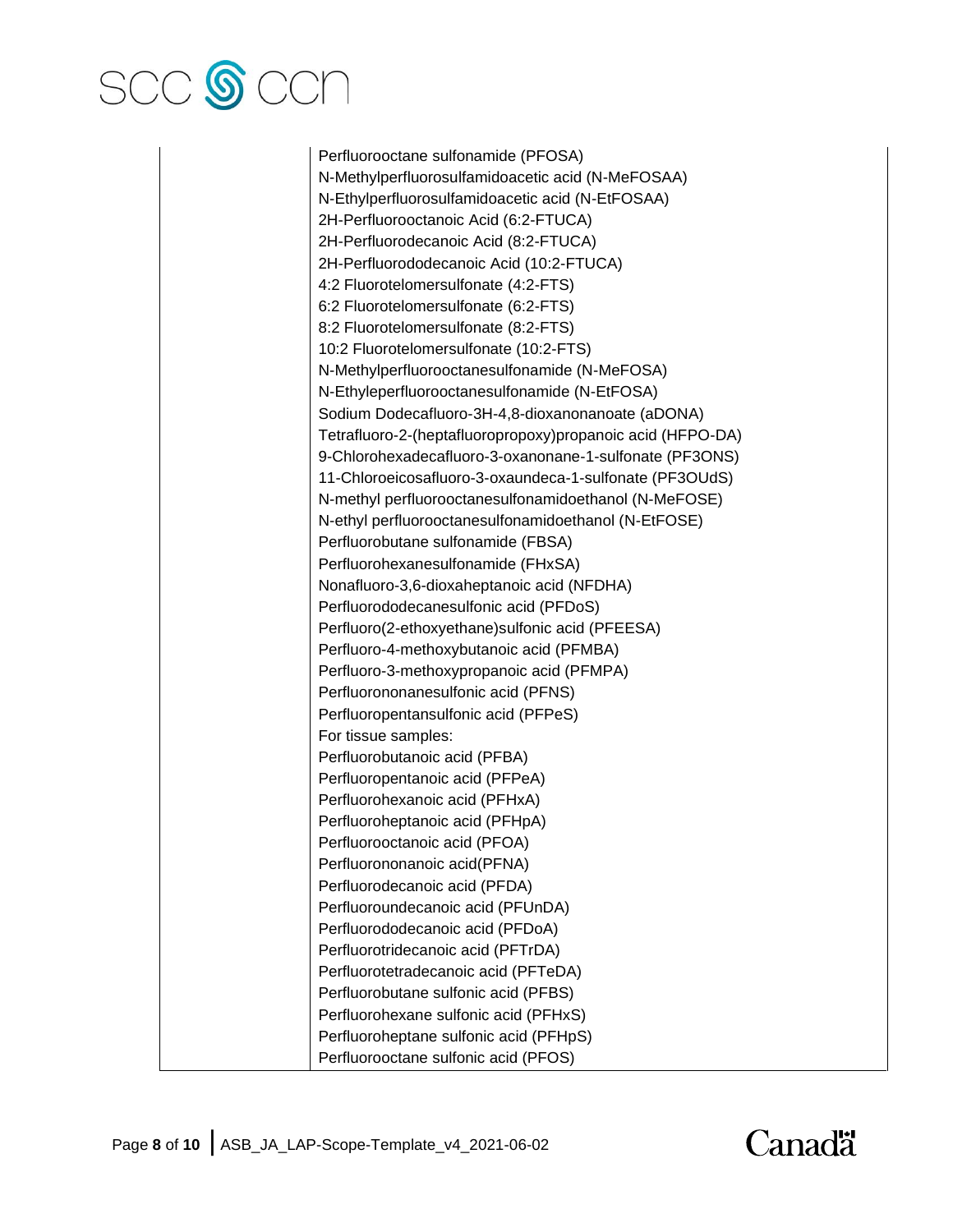| | |
|---|---|
| | Perfluorooctane sulfonamide (PFOSA)<br>N-Methylperfluorosulfamidoacetic acid (N-MeFOSAA)<br>N-Ethylperfluorosulfamidoacetic acid (N-EtFOSAA)<br>2H-Perfluorooctanoic Acid (6:2-FTUCA)<br>2H-Perfluorodecanoic Acid (8:2-FTUCA)<br>2H-Perfluorododecanoic Acid (10:2-FTUCA)<br>4:2 Fluorotelomersulfonate (4:2-FTS)<br>6:2 Fluorotelomersulfonate (6:2-FTS)<br>8:2 Fluorotelomersulfonate (8:2-FTS)<br>10:2 Fluorotelomersulfonate (10:2-FTS)<br>N-Methylperfluorooctanesulfonamide (N-MeFOSA)<br>N-Ethyleperfluorooctanesulfonamide (N-EtFOSA)<br>Sodium Dodecafluoro-3H-4,8-dioxanonanoate (aDONA)<br>Tetrafluoro-2-(heptafluoropropoxy)propanoic acid (HFPO-DA)<br>9-Chlorohexadecafluoro-3-oxanonane-1-sulfonate (PF3ONS)<br>11-Chloroeicosafluoro-3-oxaundeca-1-sulfonate (PF3OUdS)<br>N-methyl perfluorooctanesulfonamidoethanol (N-MeFOSE)<br>N-ethyl perfluorooctanesulfonamidoethanol (N-EtFOSE)<br>Perfluorobutane sulfonamide (FBSA)<br>Perfluorohexanesulfonamide (FHxSA)<br>Nonafluoro-3,6-dioxaheptanoic acid (NFDHA)<br>Perfluorododecanesulfonic acid (PFDoS)<br>Perfluoro(2-ethoxyethane)sulfonic acid (PFEESA)<br>Perfluoro-4-methoxybutanoic acid (PFMBA)<br>Perfluoro-3-methoxypropanoic acid (PFMPA)<br>Perfluorononanesulfonic acid (PFNS)<br>Perfluoropentansulfonic acid (PFPeS)<br>For tissue samples:<br>Perfluorobutanoic acid (PFBA)<br>Perfluoropentanoic acid (PFPeA)<br>Perfluorohexanoic acid (PFHxA)<br>Perfluoroheptanoic acid (PFHpA)<br>Perfluorooctanoic acid (PFOA)<br>Perfluorononanoic acid(PFNA)<br>Perfluorodecanoic acid (PFDA)<br>Perfluoroundecanoic acid (PFUnDA)<br>Perfluorododecanoic acid (PFDoA)<br>Perfluorotridecanoic acid (PFTrDA)<br>Perfluorotetradecanoic acid (PFTeDA)<br>Perfluorobutane sulfonic acid (PFBS)<br>Perfluorohexane sulfonic acid (PFHxS)<br>Perfluoroheptane sulfonic acid (PFHpS)<br>Perfluorooctane sulfonic acid (PFOS) |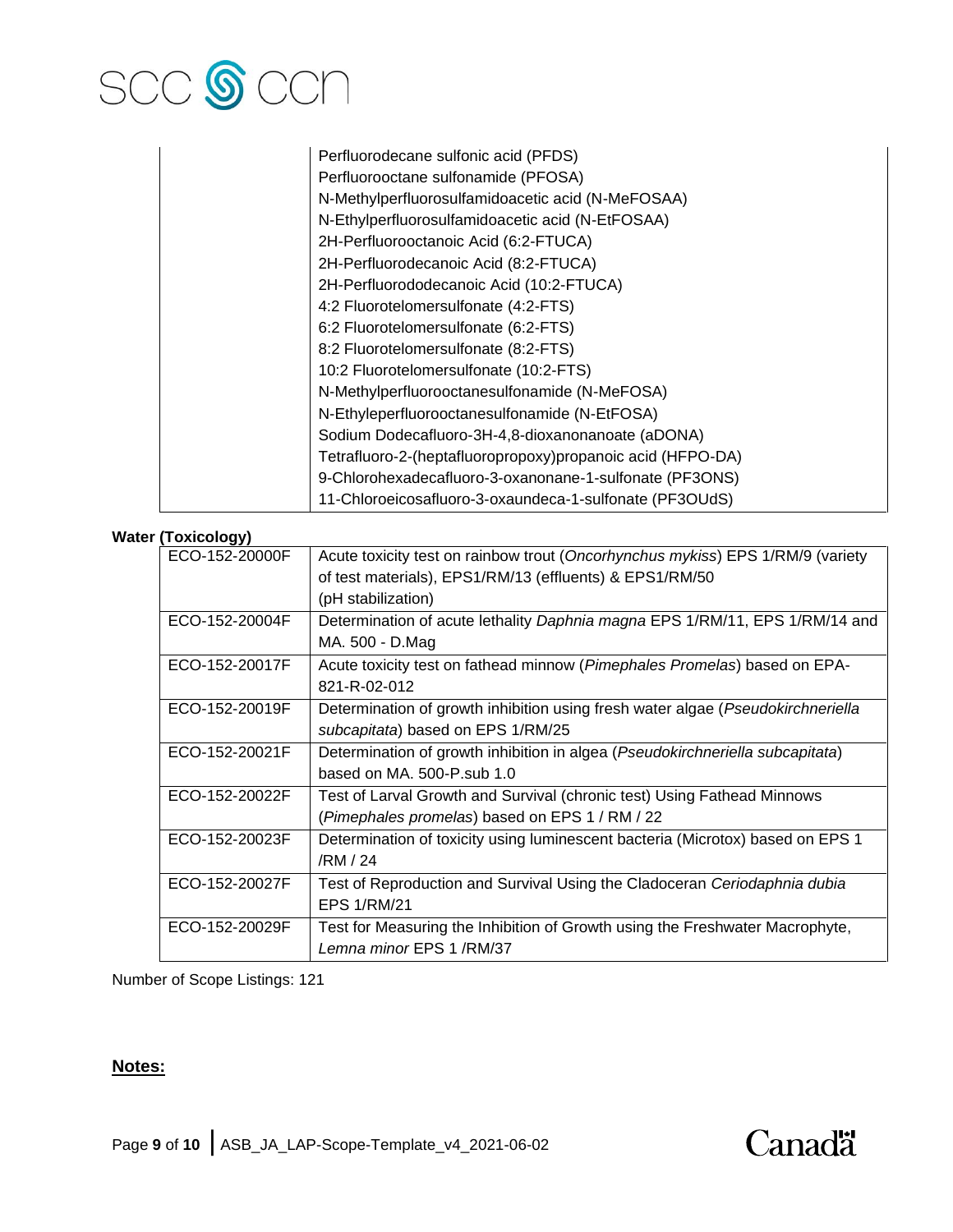| | |
|---|---|
| | Perfluorodecane sulfonic acid (PFDS)<br>Perfluorooctane sulfonamide (PFOSA)<br>N-Methylperfluorosulfamidoacetic acid (N-MeFOSAA)<br>N-Ethylperfluorosulfamidoacetic acid (N-EtFOSAA)<br>2H-Perfluorooctanoic Acid (6:2-FTUCA)<br>2H-Perfluorodecanoic Acid (8:2-FTUCA)<br>2H-Perfluorododecanoic Acid (10:2-FTUCA)<br>4:2 Fluorotelomersulfonate (4:2-FTS)<br>6:2 Fluorotelomersulfonate (6:2-FTS)<br>8:2 Fluorotelomersulfonate (8:2-FTS)<br>10:2 Fluorotelomersulfonate (10:2-FTS)<br>N-Methylperfluorooctanesulfonamide (N-MeFOSA)<br>N-Ethyleperfluorooctanesulfonamide (N-EtFOSA)<br>Sodium Dodecafluoro-3H-4,8-dioxanonanoate (aDONA)<br>Tetrafluoro-2-(heptafluoropropoxy)propanoic acid (HFPO-DA)<br>9-Chlorohexadecafluoro-3-oxanonane-1-sulfonate (PF3ONS)<br>11-Chloroeicosafluoro-3-oxaundeca-1-sulfonate (PF3OUdS) |

**Water (Toxicology)**

| | |
|---|---|
| ECO-152-20000F | Acute toxicity test on rainbow trout (*Oncorhynchus mykiss*) EPS 1/RM/9 (variety of test materials), EPS1/RM/13 (effluents) & EPS1/RM/50 (pH stabilization) |
| ECO-152-20004F | Determination of acute lethality *Daphnia magna* EPS 1/RM/11, EPS 1/RM/14 and MA. 500 - D.Mag |
| ECO-152-20017F | Acute toxicity test on fathead minnow (*Pimephales Promelas*) based on EPA-821-R-02-012 |
| ECO-152-20019F | Determination of growth inhibition using fresh water algae (*Pseudokirchneriella subcapitata*) based on EPS 1/RM/25 |
| ECO-152-20021F | Determination of growth inhibition in algea (*Pseudokirchneriella subcapitata*) based on MA. 500-P.sub 1.0 |
| ECO-152-20022F | Test of Larval Growth and Survival (chronic test) Using Fathead Minnows (*Pimephales promelas*) based on EPS 1 / RM / 22 |
| ECO-152-20023F | Determination of toxicity using luminescent bacteria (Microtox) based on EPS 1 /RM / 24 |
| ECO-152-20027F | Test of Reproduction and Survival Using the Cladoceran *Ceriodaphnia dubia* EPS 1/RM/21 |
| ECO-152-20029F | Test for Measuring the Inhibition of Growth using the Freshwater Macrophyte, *Lemna minor* EPS 1 /RM/37 |

Number of Scope Listings: 121

**Notes:**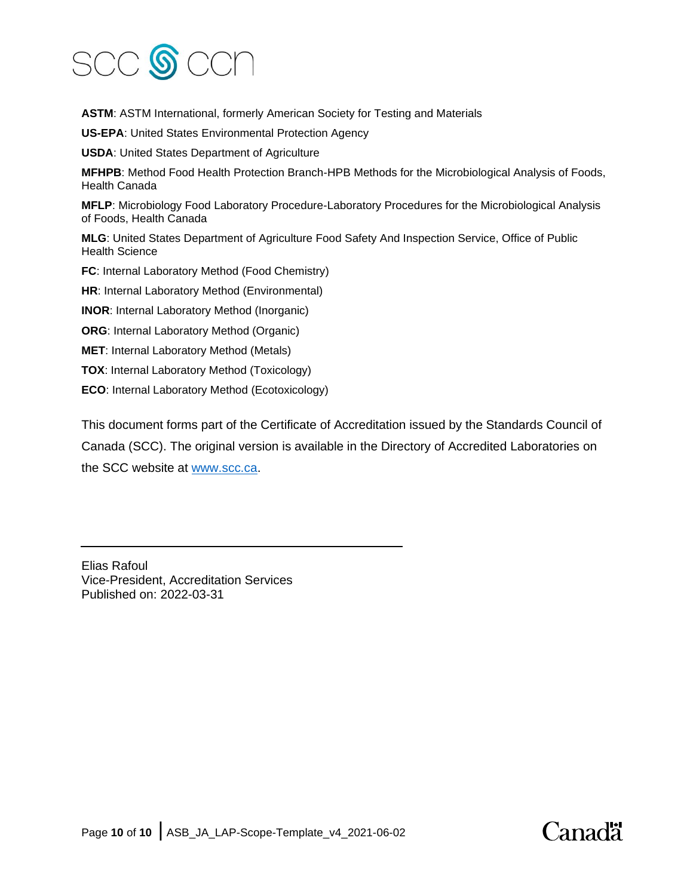**ASTM**: ASTM International, formerly American Society for Testing and Materials

**US-EPA**: United States Environmental Protection Agency

**USDA**: United States Department of Agriculture

**MFHPB**: Method Food Health Protection Branch-HPB Methods for the Microbiological Analysis of Foods, Health Canada

**MFLP**: Microbiology Food Laboratory Procedure-Laboratory Procedures for the Microbiological Analysis of Foods, Health Canada

**MLG**: United States Department of Agriculture Food Safety And Inspection Service, Office of Public Health Science

**FC**: Internal Laboratory Method (Food Chemistry)

**HR**: Internal Laboratory Method (Environmental)

**INOR**: Internal Laboratory Method (Inorganic)

**ORG**: Internal Laboratory Method (Organic)

**MET**: Internal Laboratory Method (Metals)

**TOX**: Internal Laboratory Method (Toxicology)

**ECO**: Internal Laboratory Method (Ecotoxicology)

This document forms part of the Certificate of Accreditation issued by the Standards Council of Canada (SCC). The original version is available in the Directory of Accredited Laboratories on the SCC website at www.scc.ca.

---

Elias Rafoul
Vice-President, Accreditation Services
Published on: 2022-03-31